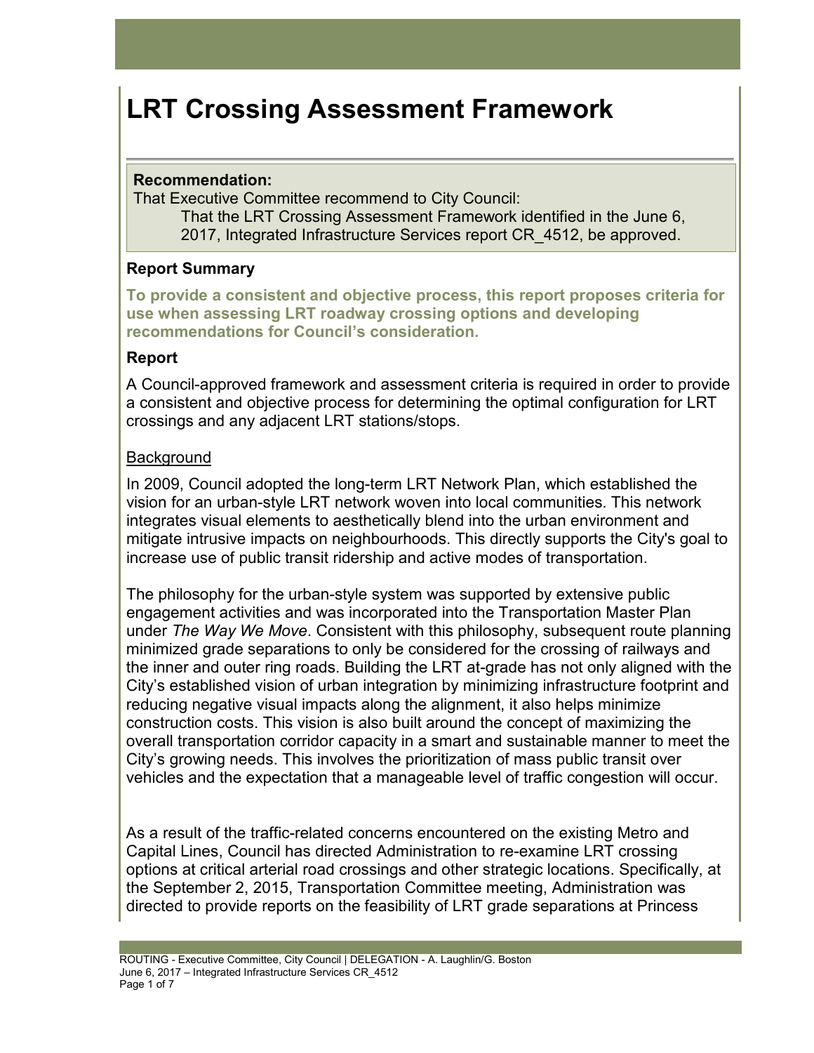# LRT Crossing Assessment Framework

**Recommendation:**

That Executive Committee recommend to City Council:

That the LRT Crossing Assessment Framework identified in the June 6, 2017, Integrated Infrastructure Services report CR_4512, be approved.

### Report Summary

**To provide a consistent and objective process, this report proposes criteria for use when assessing LRT roadway crossing options and developing recommendations for Council's consideration.**

### Report

A Council-approved framework and assessment criteria is required in order to provide a consistent and objective process for determining the optimal configuration for LRT crossings and any adjacent LRT stations/stops.

Background

In 2009, Council adopted the long-term LRT Network Plan, which established the vision for an urban-style LRT network woven into local communities. This network integrates visual elements to aesthetically blend into the urban environment and mitigate intrusive impacts on neighbourhoods. This directly supports the City's goal to increase use of public transit ridership and active modes of transportation.

The philosophy for the urban-style system was supported by extensive public engagement activities and was incorporated into the Transportation Master Plan under *The Way We Move*. Consistent with this philosophy, subsequent route planning minimized grade separations to only be considered for the crossing of railways and the inner and outer ring roads. Building the LRT at-grade has not only aligned with the City's established vision of urban integration by minimizing infrastructure footprint and reducing negative visual impacts along the alignment, it also helps minimize construction costs. This vision is also built around the concept of maximizing the overall transportation corridor capacity in a smart and sustainable manner to meet the City's growing needs. This involves the prioritization of mass public transit over vehicles and the expectation that a manageable level of traffic congestion will occur.

As a result of the traffic-related concerns encountered on the existing Metro and Capital Lines, Council has directed Administration to re-examine LRT crossing options at critical arterial road crossings and other strategic locations. Specifically, at the September 2, 2015, Transportation Committee meeting, Administration was directed to provide reports on the feasibility of LRT grade separations at Princess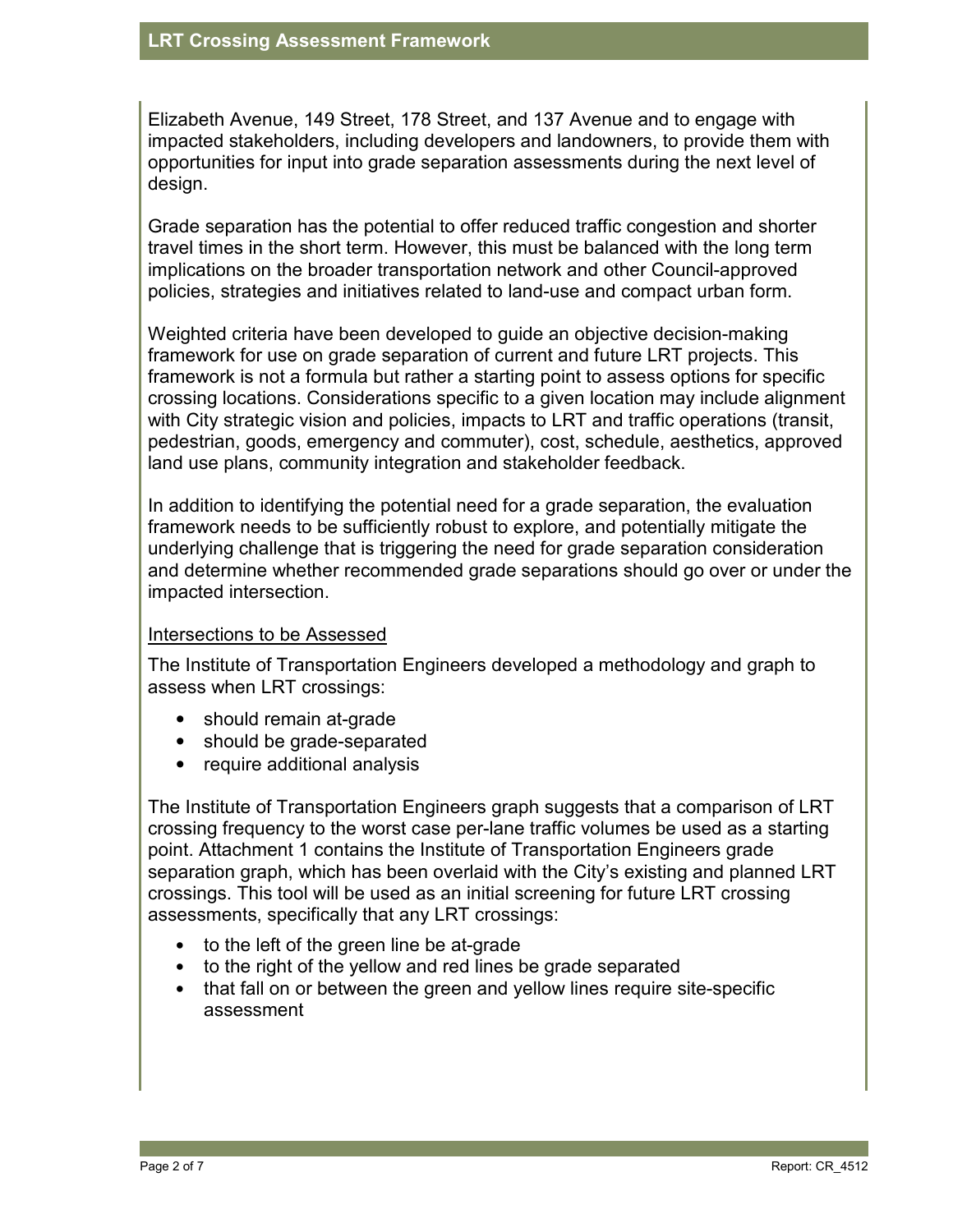Elizabeth Avenue, 149 Street, 178 Street, and 137 Avenue and to engage with impacted stakeholders, including developers and landowners, to provide them with opportunities for input into grade separation assessments during the next level of design.

Grade separation has the potential to offer reduced traffic congestion and shorter travel times in the short term. However, this must be balanced with the long term implications on the broader transportation network and other Council-approved policies, strategies and initiatives related to land-use and compact urban form.

Weighted criteria have been developed to guide an objective decision-making framework for use on grade separation of current and future LRT projects. This framework is not a formula but rather a starting point to assess options for specific crossing locations. Considerations specific to a given location may include alignment with City strategic vision and policies, impacts to LRT and traffic operations (transit, pedestrian, goods, emergency and commuter), cost, schedule, aesthetics, approved land use plans, community integration and stakeholder feedback.

In addition to identifying the potential need for a grade separation, the evaluation framework needs to be sufficiently robust to explore, and potentially mitigate the underlying challenge that is triggering the need for grade separation consideration and determine whether recommended grade separations should go over or under the impacted intersection.

### Intersections to be Assessed

The Institute of Transportation Engineers developed a methodology and graph to assess when LRT crossings:

- should remain at-grade
- should be grade-separated
- require additional analysis

The Institute of Transportation Engineers graph suggests that a comparison of LRT crossing frequency to the worst case per-lane traffic volumes be used as a starting point. Attachment 1 contains the Institute of Transportation Engineers grade separation graph, which has been overlaid with the City's existing and planned LRT crossings. This tool will be used as an initial screening for future LRT crossing assessments, specifically that any LRT crossings:

- to the left of the green line be at-grade
- to the right of the yellow and red lines be grade separated
- that fall on or between the green and yellow lines require site-specific assessment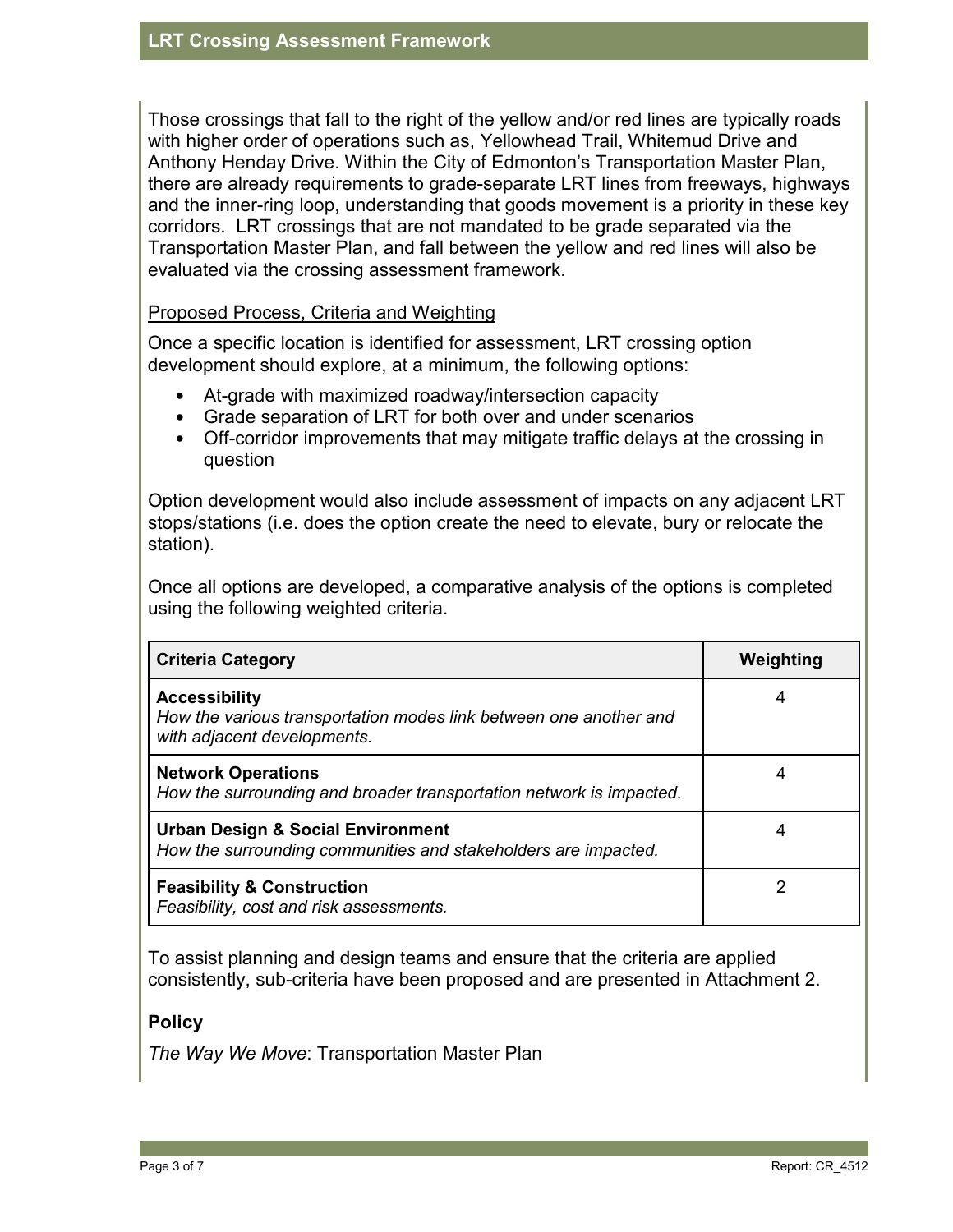Those crossings that fall to the right of the yellow and/or red lines are typically roads with higher order of operations such as, Yellowhead Trail, Whitemud Drive and Anthony Henday Drive. Within the City of Edmonton's Transportation Master Plan, there are already requirements to grade-separate LRT lines from freeways, highways and the inner-ring loop, understanding that goods movement is a priority in these key corridors. LRT crossings that are not mandated to be grade separated via the Transportation Master Plan, and fall between the yellow and red lines will also be evaluated via the crossing assessment framework.

<u>Proposed Process, Criteria and Weighting</u>

Once a specific location is identified for assessment, LRT crossing option development should explore, at a minimum, the following options:

- At-grade with maximized roadway/intersection capacity
- Grade separation of LRT for both over and under scenarios
- Off-corridor improvements that may mitigate traffic delays at the crossing in question

Option development would also include assessment of impacts on any adjacent LRT stops/stations (i.e. does the option create the need to elevate, bury or relocate the station).

Once all options are developed, a comparative analysis of the options is completed using the following weighted criteria.

| Criteria Category | Weighting |
|---|---|
| **Accessibility**<br>*How the various transportation modes link between one another and with adjacent developments.* | 4 |
| **Network Operations**<br>*How the surrounding and broader transportation network is impacted.* | 4 |
| **Urban Design & Social Environment**<br>*How the surrounding communities and stakeholders are impacted.* | 4 |
| **Feasibility & Construction**<br>*Feasibility, cost and risk assessments.* | 2 |

To assist planning and design teams and ensure that the criteria are applied consistently, sub-criteria have been proposed and are presented in Attachment 2.

### Policy

*The Way We Move*: Transportation Master Plan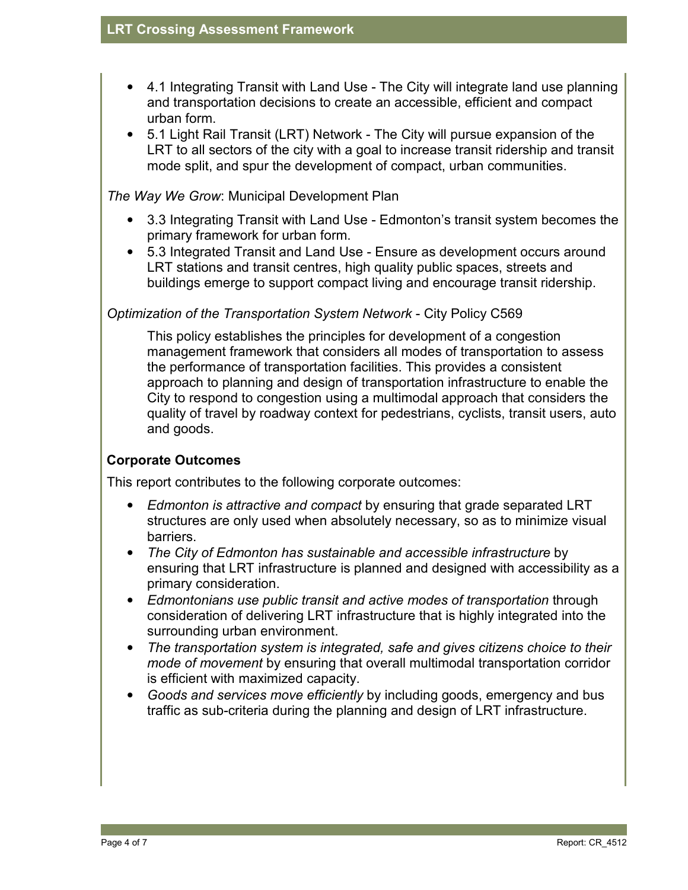- 4.1 Integrating Transit with Land Use - The City will integrate land use planning and transportation decisions to create an accessible, efficient and compact urban form.
- 5.1 Light Rail Transit (LRT) Network - The City will pursue expansion of the LRT to all sectors of the city with a goal to increase transit ridership and transit mode split, and spur the development of compact, urban communities.

*The Way We Grow*: Municipal Development Plan

- 3.3 Integrating Transit with Land Use - Edmonton's transit system becomes the primary framework for urban form.
- 5.3 Integrated Transit and Land Use - Ensure as development occurs around LRT stations and transit centres, high quality public spaces, streets and buildings emerge to support compact living and encourage transit ridership.

*Optimization of the Transportation System Network* - City Policy C569

This policy establishes the principles for development of a congestion management framework that considers all modes of transportation to assess the performance of transportation facilities. This provides a consistent approach to planning and design of transportation infrastructure to enable the City to respond to congestion using a multimodal approach that considers the quality of travel by roadway context for pedestrians, cyclists, transit users, auto and goods.

**Corporate Outcomes**

This report contributes to the following corporate outcomes:

- *Edmonton is attractive and compact* by ensuring that grade separated LRT structures are only used when absolutely necessary, so as to minimize visual barriers.
- *The City of Edmonton has sustainable and accessible infrastructure* by ensuring that LRT infrastructure is planned and designed with accessibility as a primary consideration.
- *Edmontonians use public transit and active modes of transportation* through consideration of delivering LRT infrastructure that is highly integrated into the surrounding urban environment.
- *The transportation system is integrated, safe and gives citizens choice to their mode of movement* by ensuring that overall multimodal transportation corridor is efficient with maximized capacity.
- *Goods and services move efficiently* by including goods, emergency and bus traffic as sub-criteria during the planning and design of LRT infrastructure.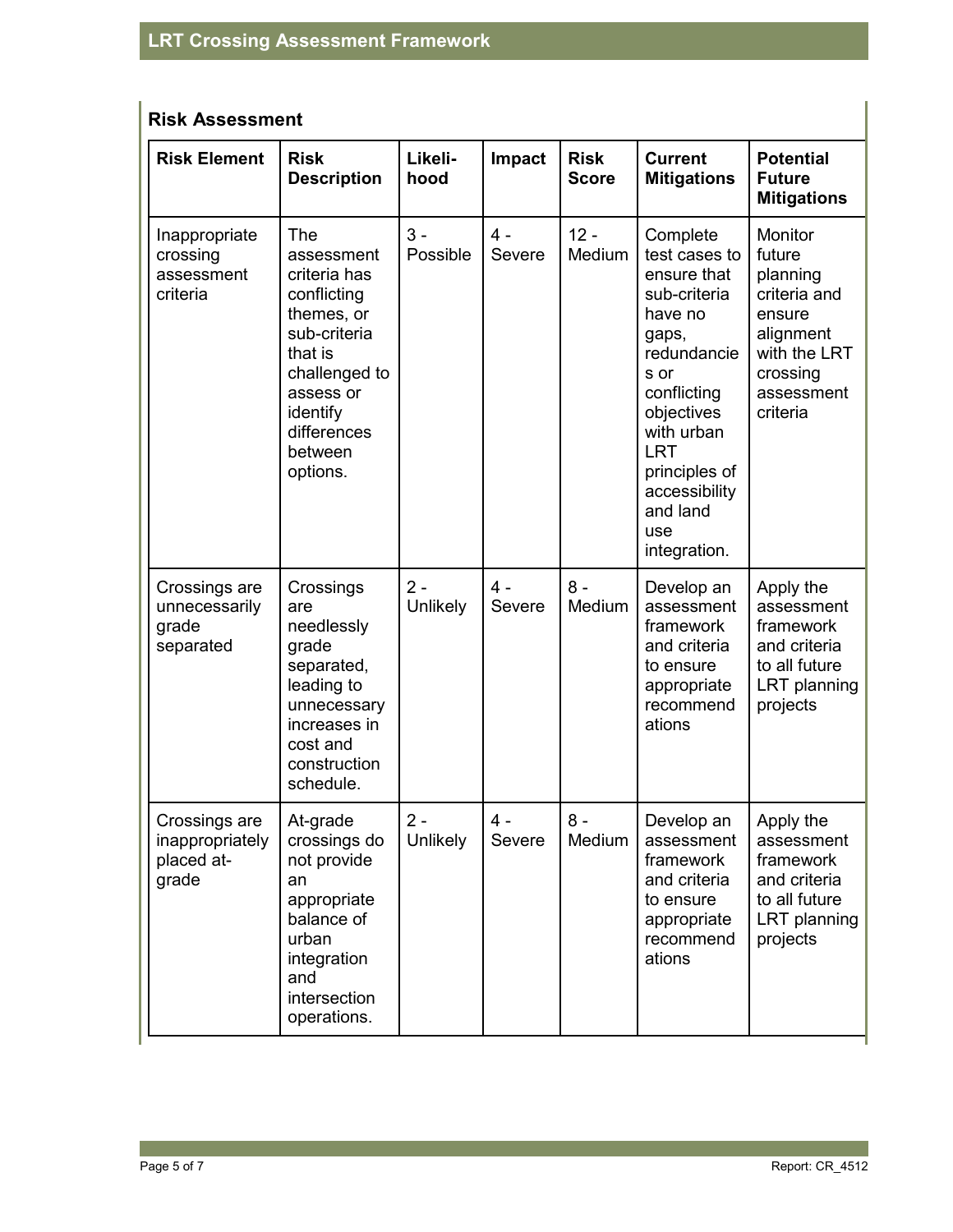## Risk Assessment

| Risk Element | Risk Description | Likeli-hood | Impact | Risk Score | Current Mitigations | Potential Future Mitigations |
|---|---|---|---|---|---|---|
| Inappropriate crossing assessment criteria | The assessment criteria has conflicting themes, or sub-criteria that is challenged to assess or identify differences between options. | 3 - Possible | 4 - Severe | 12 - Medium | Complete test cases to ensure that sub-criteria have no gaps, redundancies or conflicting objectives with urban LRT principles of accessibility and land use integration. | Monitor future planning criteria and ensure alignment with the LRT crossing assessment criteria |
| Crossings are unnecessarily grade separated | Crossings are needlessly grade separated, leading to unnecessary increases in cost and construction schedule. | 2 - Unlikely | 4 - Severe | 8 - Medium | Develop an assessment framework and criteria to ensure appropriate recommendations | Apply the assessment framework and criteria to all future LRT planning projects |
| Crossings are inappropriately placed at-grade | At-grade crossings do not provide an appropriate balance of urban integration and intersection operations. | 2 - Unlikely | 4 - Severe | 8 - Medium | Develop an assessment framework and criteria to ensure appropriate recommendations | Apply the assessment framework and criteria to all future LRT planning projects |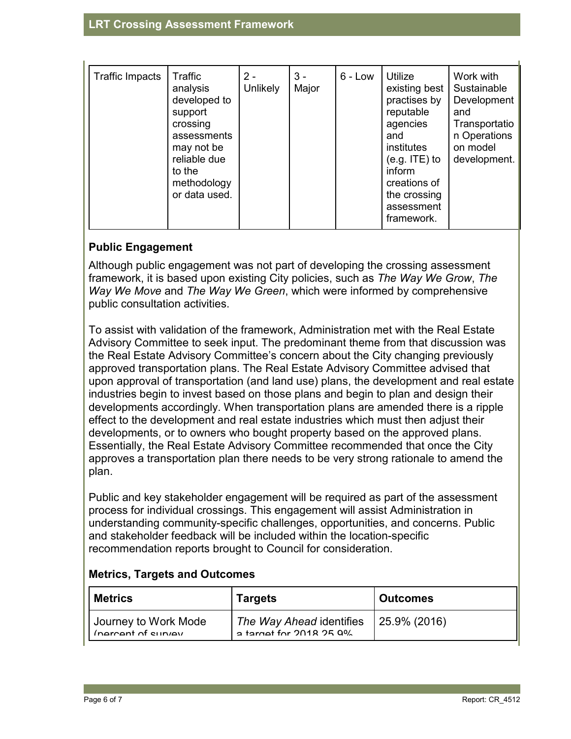| Traffic Impacts | Traffic analysis developed to support crossing assessments may not be reliable due to the methodology or data used. | 2 - Unlikely | 3 - Major | 6 - Low | Utilize existing best practises by reputable agencies and institutes (e.g. ITE) to inform creations of the crossing assessment framework. | Work with Sustainable Development and Transportation Operations on model development. |
|---|---|---|---|---|---|---|

**Public Engagement**

Although public engagement was not part of developing the crossing assessment framework, it is based upon existing City policies, such as *The Way We Grow*, *The Way We Move* and *The Way We Green*, which were informed by comprehensive public consultation activities.

To assist with validation of the framework, Administration met with the Real Estate Advisory Committee to seek input. The predominant theme from that discussion was the Real Estate Advisory Committee's concern about the City changing previously approved transportation plans. The Real Estate Advisory Committee advised that upon approval of transportation (and land use) plans, the development and real estate industries begin to invest based on those plans and begin to plan and design their developments accordingly. When transportation plans are amended there is a ripple effect to the development and real estate industries which must then adjust their developments, or to owners who bought property based on the approved plans. Essentially, the Real Estate Advisory Committee recommended that once the City approves a transportation plan there needs to be very strong rationale to amend the plan.

Public and key stakeholder engagement will be required as part of the assessment process for individual crossings. This engagement will assist Administration in understanding community-specific challenges, opportunities, and concerns. Public and stakeholder feedback will be included within the location-specific recommendation reports brought to Council for consideration.

**Metrics, Targets and Outcomes**

| Metrics | Targets | Outcomes |
|---|---|---|
| Journey to Work Mode (percent of survey | *The Way Ahead* identifies a target for 2018 25.9% | 25.9% (2016) |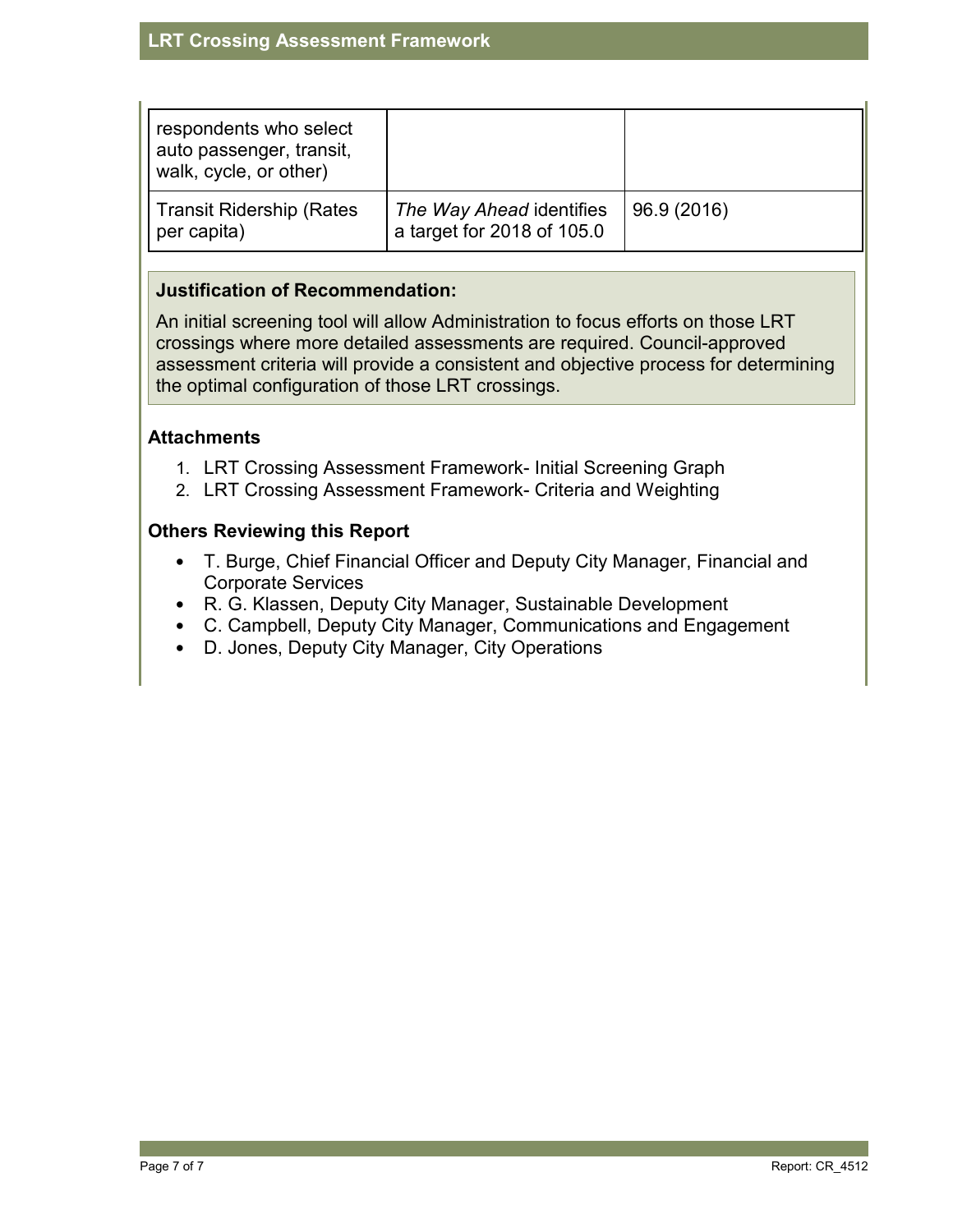| | | |
|---|---|---|
| respondents who select auto passenger, transit, walk, cycle, or other) | | |
| Transit Ridership (Rates per capita) | *The Way Ahead* identifies a target for 2018 of 105.0 | 96.9 (2016) |

**Justification of Recommendation:**

An initial screening tool will allow Administration to focus efforts on those LRT crossings where more detailed assessments are required. Council-approved assessment criteria will provide a consistent and objective process for determining the optimal configuration of those LRT crossings.

### Attachments

1. LRT Crossing Assessment Framework- Initial Screening Graph
2. LRT Crossing Assessment Framework- Criteria and Weighting

### Others Reviewing this Report

- T. Burge, Chief Financial Officer and Deputy City Manager, Financial and Corporate Services
- R. G. Klassen, Deputy City Manager, Sustainable Development
- C. Campbell, Deputy City Manager, Communications and Engagement
- D. Jones, Deputy City Manager, City Operations